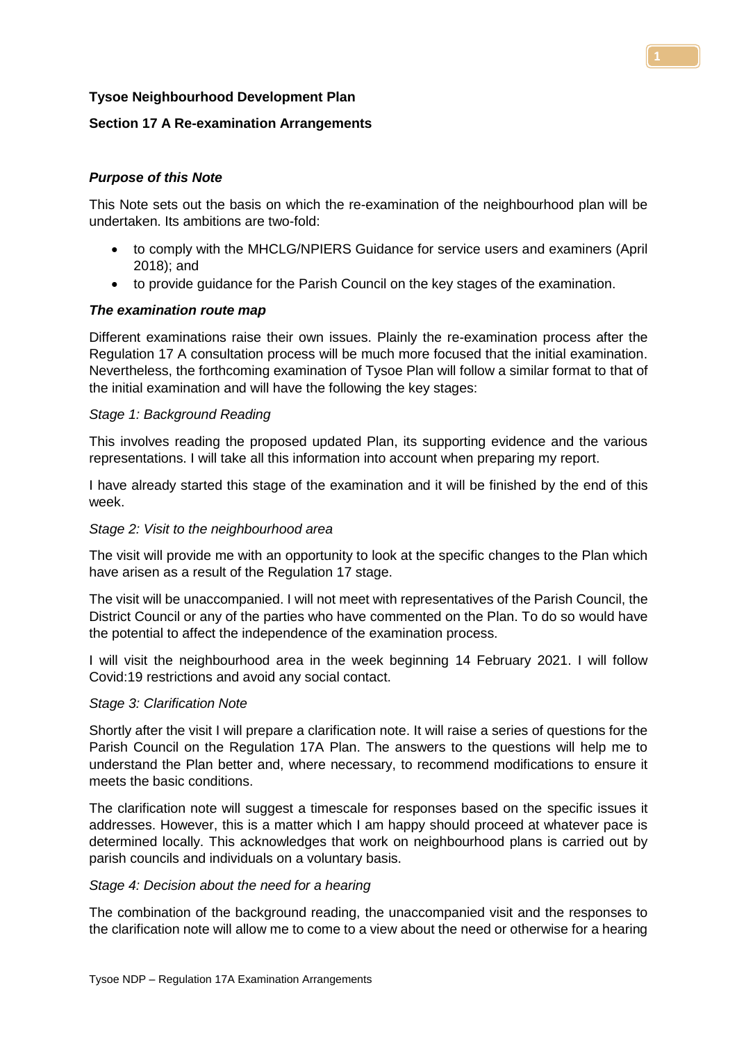**Tysoe Neighbourhood Development Plan**

**Section 17 A Re-examination Arrangements**

***Purpose of this Note***

This Note sets out the basis on which the re-examination of the neighbourhood plan will be undertaken. Its ambitions are two-fold:

- to comply with the MHCLG/NPIERS Guidance for service users and examiners (April 2018); and
- to provide guidance for the Parish Council on the key stages of the examination.

***The examination route map***

Different examinations raise their own issues. Plainly the re-examination process after the Regulation 17 A consultation process will be much more focused that the initial examination. Nevertheless, the forthcoming examination of Tysoe Plan will follow a similar format to that of the initial examination and will have the following the key stages:

*Stage 1: Background Reading*

This involves reading the proposed updated Plan, its supporting evidence and the various representations. I will take all this information into account when preparing my report.

I have already started this stage of the examination and it will be finished by the end of this week.

*Stage 2: Visit to the neighbourhood area*

The visit will provide me with an opportunity to look at the specific changes to the Plan which have arisen as a result of the Regulation 17 stage.

The visit will be unaccompanied. I will not meet with representatives of the Parish Council, the District Council or any of the parties who have commented on the Plan. To do so would have the potential to affect the independence of the examination process.

I will visit the neighbourhood area in the week beginning 14 February 2021. I will follow Covid:19 restrictions and avoid any social contact.

*Stage 3: Clarification Note*

Shortly after the visit I will prepare a clarification note. It will raise a series of questions for the Parish Council on the Regulation 17A Plan. The answers to the questions will help me to understand the Plan better and, where necessary, to recommend modifications to ensure it meets the basic conditions.

The clarification note will suggest a timescale for responses based on the specific issues it addresses. However, this is a matter which I am happy should proceed at whatever pace is determined locally. This acknowledges that work on neighbourhood plans is carried out by parish councils and individuals on a voluntary basis.

*Stage 4: Decision about the need for a hearing*

The combination of the background reading, the unaccompanied visit and the responses to the clarification note will allow me to come to a view about the need or otherwise for a hearing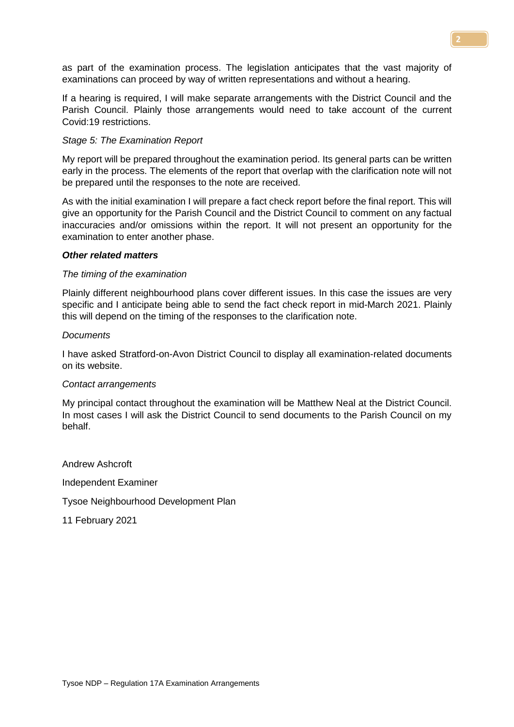as part of the examination process. The legislation anticipates that the vast majority of examinations can proceed by way of written representations and without a hearing.

If a hearing is required, I will make separate arrangements with the District Council and the Parish Council. Plainly those arrangements would need to take account of the current Covid:19 restrictions.

*Stage 5: The Examination Report*

My report will be prepared throughout the examination period. Its general parts can be written early in the process. The elements of the report that overlap with the clarification note will not be prepared until the responses to the note are received.

As with the initial examination I will prepare a fact check report before the final report. This will give an opportunity for the Parish Council and the District Council to comment on any factual inaccuracies and/or omissions within the report. It will not present an opportunity for the examination to enter another phase.

***Other related matters***

*The timing of the examination*

Plainly different neighbourhood plans cover different issues. In this case the issues are very specific and I anticipate being able to send the fact check report in mid-March 2021. Plainly this will depend on the timing of the responses to the clarification note.

*Documents*

I have asked Stratford-on-Avon District Council to display all examination-related documents on its website.

*Contact arrangements*

My principal contact throughout the examination will be Matthew Neal at the District Council. In most cases I will ask the District Council to send documents to the Parish Council on my behalf.

Andrew Ashcroft

Independent Examiner

Tysoe Neighbourhood Development Plan

11 February 2021